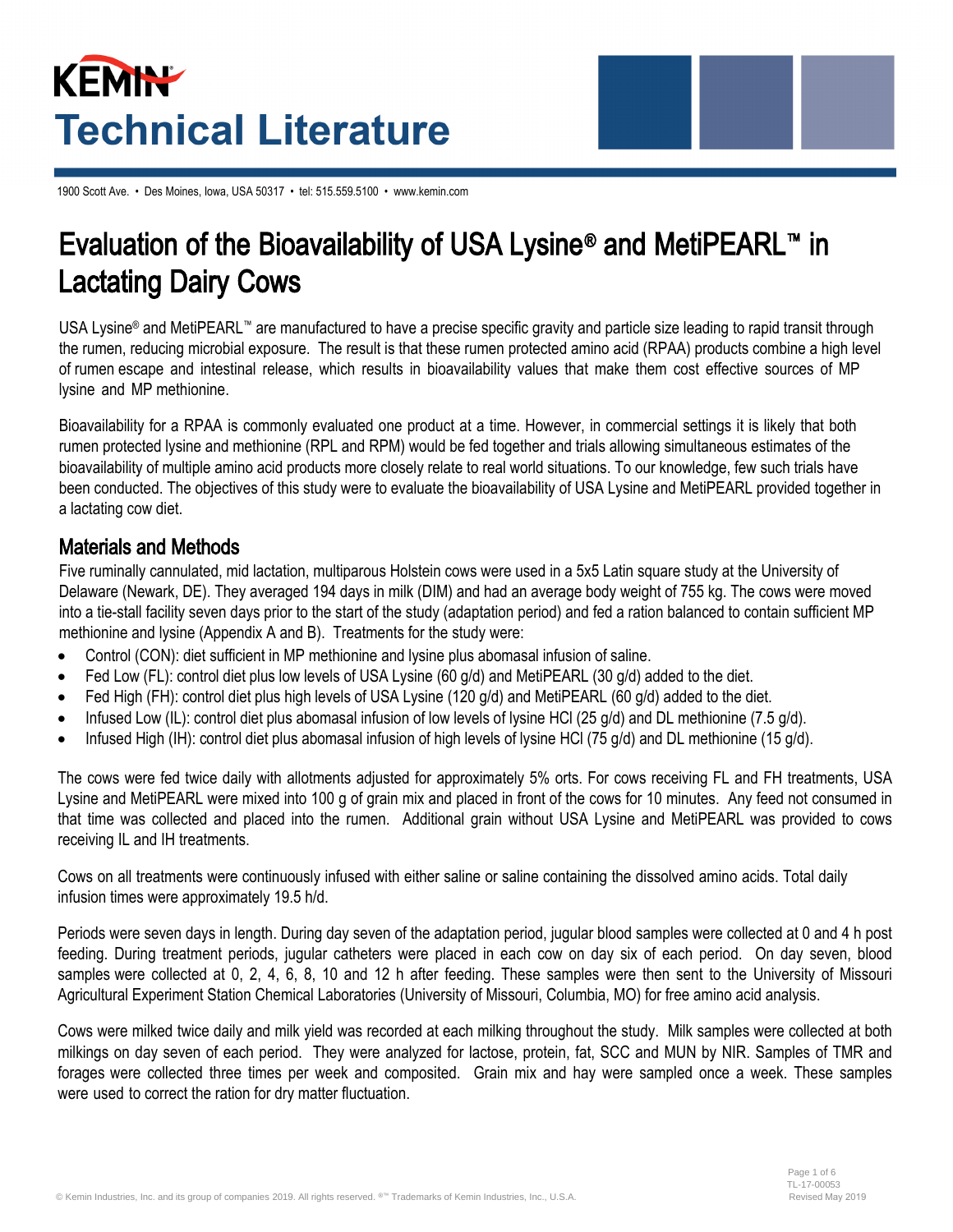# Kemin Technical Literature

1900 Scott Ave. • Des Moines, Iowa, USA 50317 • tel: 515.559.5100 • www.kemin.com

## Evaluation of the Bioavailability of USA Lysine® and MetiPEARL™ in Lactating Dairy Cows

USA Lysine® and MetiPEARL™ are manufactured to have a precise specific gravity and particle size leading to rapid transit through the rumen, reducing microbial exposure. The result is that these rumen protected amino acid (RPAA) products combine a high level of rumen escape and intestinal release, which results in bioavailability values that make them cost effective sources of MP lysine and MP methionine.

Bioavailability for a RPAA is commonly evaluated one product at a time. However, in commercial settings it is likely that both rumen protected lysine and methionine (RPL and RPM) would be fed together and trials allowing simultaneous estimates of the bioavailability of multiple amino acid products more closely relate to real world situations. To our knowledge, few such trials have been conducted. The objectives of this study were to evaluate the bioavailability of USA Lysine and MetiPEARL provided together in a lactating cow diet.

### Materials and Methods

Five ruminally cannulated, mid lactation, multiparous Holstein cows were used in a 5x5 Latin square study at the University of Delaware (Newark, DE). They averaged 194 days in milk (DIM) and had an average body weight of 755 kg. The cows were moved into a tie-stall facility seven days prior to the start of the study (adaptation period) and fed a ration balanced to contain sufficient MP methionine and lysine (Appendix A and B). Treatments for the study were:

- Control (CON): diet sufficient in MP methionine and lysine plus abomasal infusion of saline.
- Fed Low (FL): control diet plus low levels of USA Lysine (60 g/d) and MetiPEARL (30 g/d) added to the diet.
- Fed High (FH): control diet plus high levels of USA Lysine (120 g/d) and MetiPEARL (60 g/d) added to the diet.
- Infused Low (IL): control diet plus abomasal infusion of low levels of lysine HCl (25 g/d) and DL methionine (7.5 g/d).
- Infused High (IH): control diet plus abomasal infusion of high levels of lysine HCl (75 g/d) and DL methionine (15 g/d).

The cows were fed twice daily with allotments adjusted for approximately 5% orts. For cows receiving FL and FH treatments, USA Lysine and MetiPEARL were mixed into 100 g of grain mix and placed in front of the cows for 10 minutes. Any feed not consumed in that time was collected and placed into the rumen. Additional grain without USA Lysine and MetiPEARL was provided to cows receiving IL and IH treatments.

Cows on all treatments were continuously infused with either saline or saline containing the dissolved amino acids. Total daily infusion times were approximately 19.5 h/d.

Periods were seven days in length. During day seven of the adaptation period, jugular blood samples were collected at 0 and 4 h post feeding. During treatment periods, jugular catheters were placed in each cow on day six of each period. On day seven, blood samples were collected at 0, 2, 4, 6, 8, 10 and 12 h after feeding. These samples were then sent to the University of Missouri Agricultural Experiment Station Chemical Laboratories (University of Missouri, Columbia, MO) for free amino acid analysis.

Cows were milked twice daily and milk yield was recorded at each milking throughout the study. Milk samples were collected at both milkings on day seven of each period. They were analyzed for lactose, protein, fat, SCC and MUN by NIR. Samples of TMR and forages were collected three times per week and composited. Grain mix and hay were sampled once a week. These samples were used to correct the ration for dry matter fluctuation.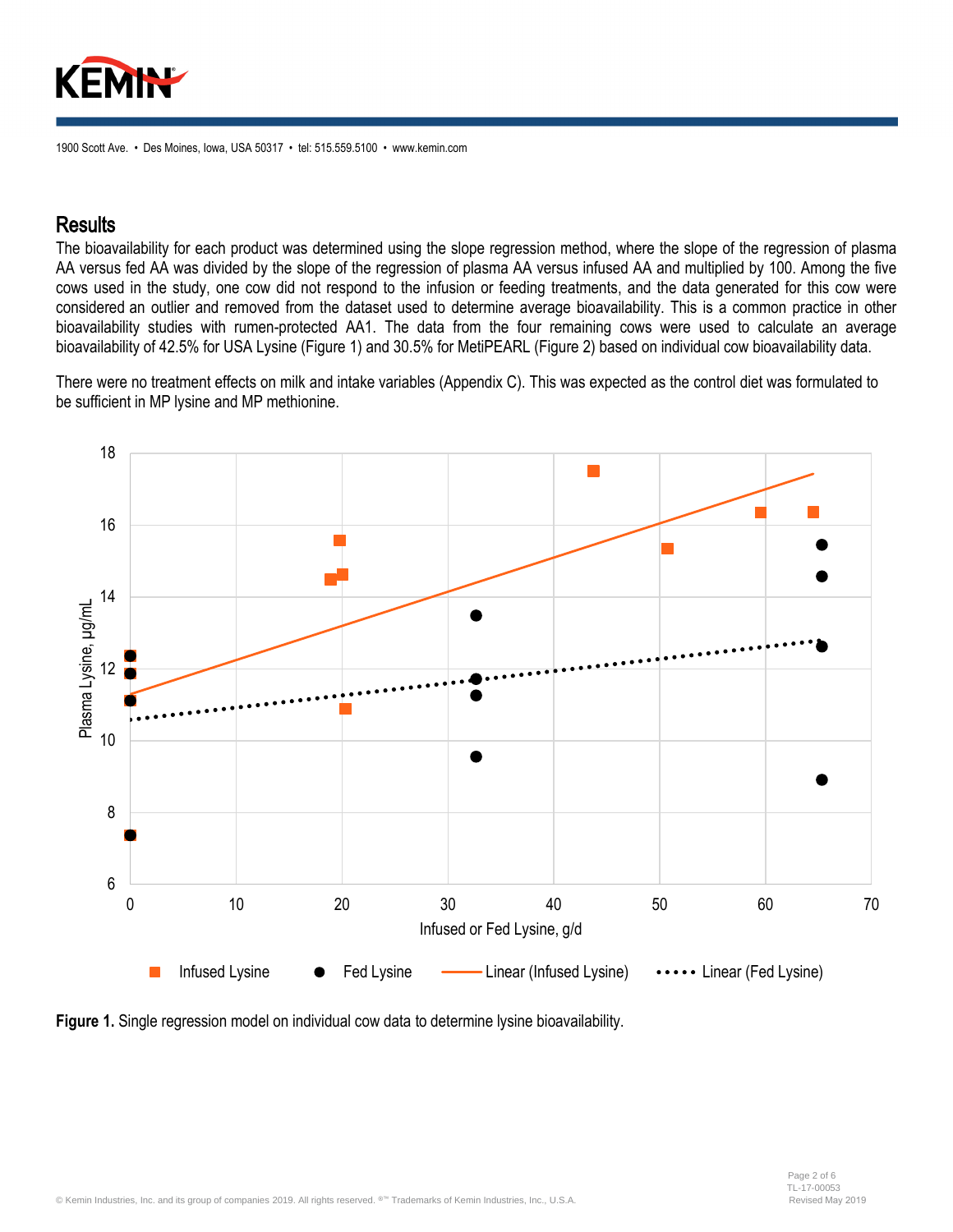## Results

The bioavailability for each product was determined using the slope regression method, where the slope of the regression of plasma AA versus fed AA was divided by the slope of the regression of plasma AA versus infused AA and multiplied by 100. Among the five cows used in the study, one cow did not respond to the infusion or feeding treatments, and the data generated for this cow were considered an outlier and removed from the dataset used to determine average bioavailability. This is a common practice in other bioavailability studies with rumen-protected AA1. The data from the four remaining cows were used to calculate an average bioavailability of 42.5% for USA Lysine (Figure 1) and 30.5% for MetiPEARL (Figure 2) based on individual cow bioavailability data.

There were no treatment effects on milk and intake variables (Appendix C). This was expected as the control diet was formulated to be sufficient in MP lysine and MP methionine.

**Figure 1.** Single regression model on individual cow data to determine lysine bioavailability.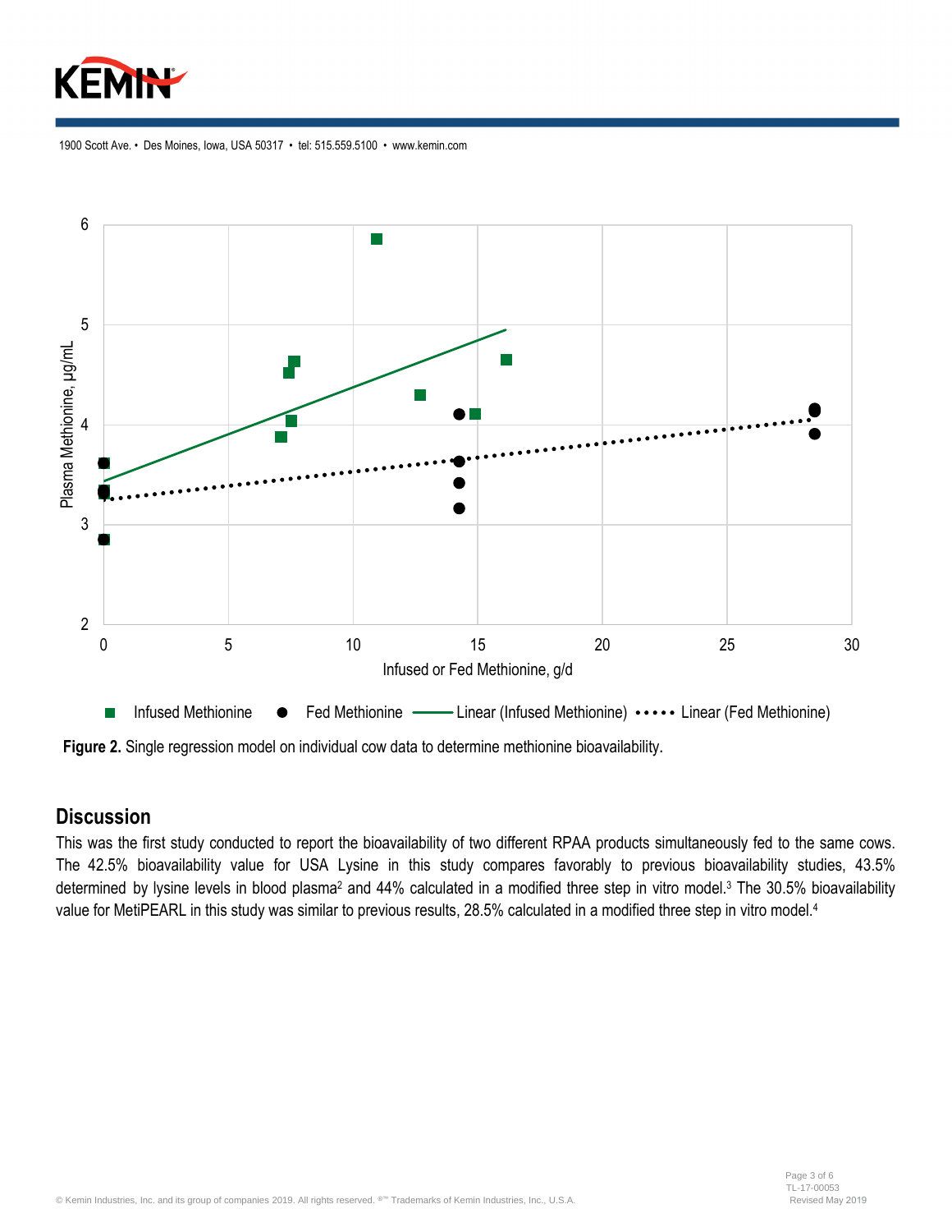**Figure 2.** Single regression model on individual cow data to determine methionine bioavailability.

## Discussion

This was the first study conducted to report the bioavailability of two different RPAA products simultaneously fed to the same cows. The 42.5% bioavailability value for USA Lysine in this study compares favorably to previous bioavailability studies, 43.5% determined by lysine levels in blood plasma[2] and 44% calculated in a modified three step in vitro model.[3] The 30.5% bioavailability value for MetiPEARL in this study was similar to previous results, 28.5% calculated in a modified three step in vitro model.[4]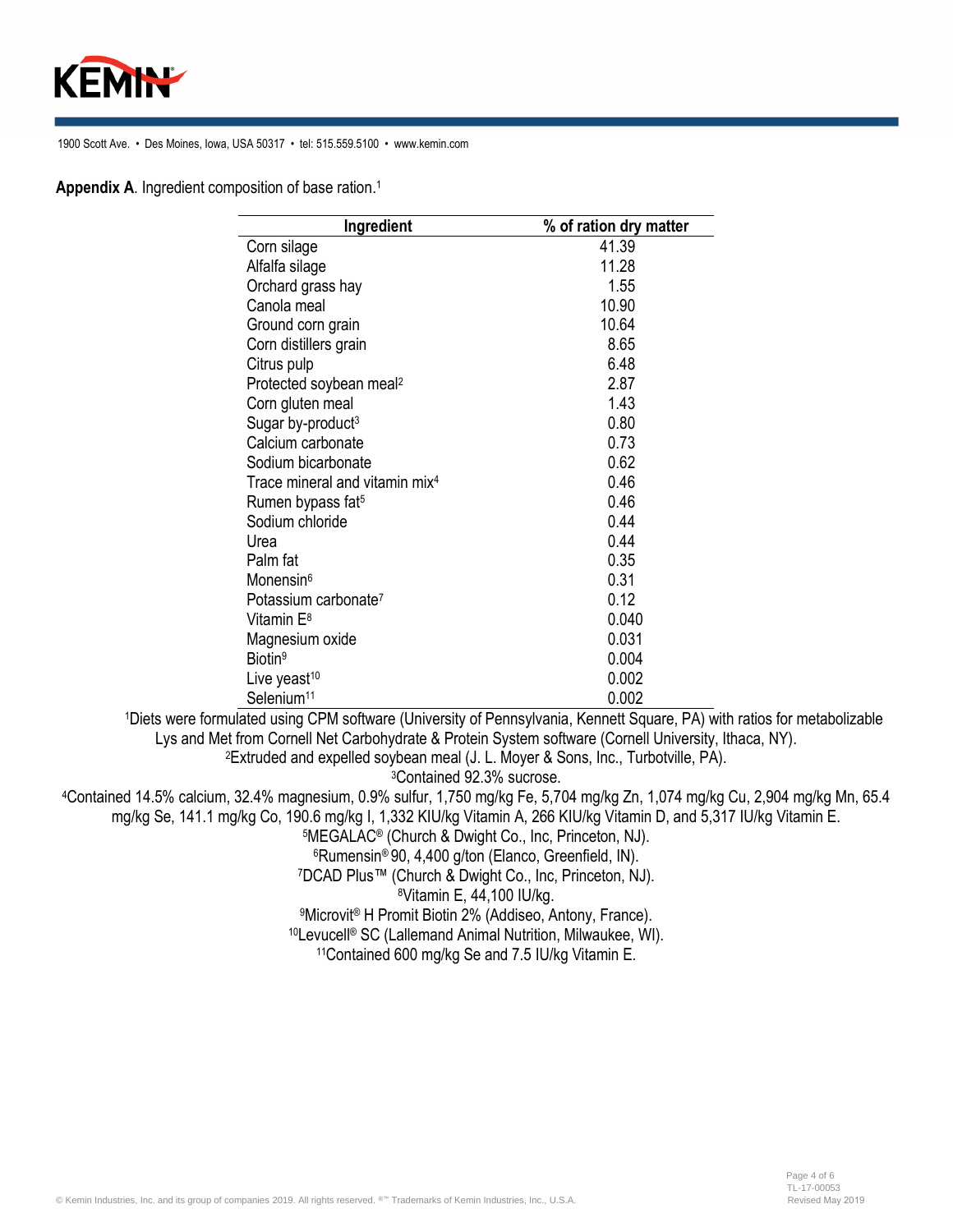**Appendix A**. Ingredient composition of base ration.[1]

| Ingredient | % of ration dry matter |
|---|---|
| Corn silage | 41.39 |
| Alfalfa silage | 11.28 |
| Orchard grass hay | 1.55 |
| Canola meal | 10.90 |
| Ground corn grain | 10.64 |
| Corn distillers grain | 8.65 |
| Citrus pulp | 6.48 |
| Protected soybean meal[2] | 2.87 |
| Corn gluten meal | 1.43 |
| Sugar by-product[3] | 0.80 |
| Calcium carbonate | 0.73 |
| Sodium bicarbonate | 0.62 |
| Trace mineral and vitamin mix[4] | 0.46 |
| Rumen bypass fat[5] | 0.46 |
| Sodium chloride | 0.44 |
| Urea | 0.44 |
| Palm fat | 0.35 |
| Monensin[6] | 0.31 |
| Potassium carbonate[7] | 0.12 |
| Vitamin E[8] | 0.040 |
| Magnesium oxide | 0.031 |
| Biotin[9] | 0.004 |
| Live yeast[10] | 0.002 |
| Selenium[11] | 0.002 |

[1]Diets were formulated using CPM software (University of Pennsylvania, Kennett Square, PA) with ratios for metabolizable Lys and Met from Cornell Net Carbohydrate & Protein System software (Cornell University, Ithaca, NY).

[2]Extruded and expelled soybean meal (J. L. Moyer & Sons, Inc., Turbotville, PA).

[3]Contained 92.3% sucrose.

[4]Contained 14.5% calcium, 32.4% magnesium, 0.9% sulfur, 1,750 mg/kg Fe, 5,704 mg/kg Zn, 1,074 mg/kg Cu, 2,904 mg/kg Mn, 65.4 mg/kg Se, 141.1 mg/kg Co, 190.6 mg/kg I, 1,332 KIU/kg Vitamin A, 266 KIU/kg Vitamin D, and 5,317 IU/kg Vitamin E.

[5]MEGALAC® (Church & Dwight Co., Inc, Princeton, NJ).

[6]Rumensin® 90, 4,400 g/ton (Elanco, Greenfield, IN).

[7]DCAD Plus™ (Church & Dwight Co., Inc, Princeton, NJ).

[8]Vitamin E, 44,100 IU/kg.

[9]Microvit® H Promit Biotin 2% (Addiseo, Antony, France).

[10]Levucell® SC (Lallemand Animal Nutrition, Milwaukee, WI).

[11]Contained 600 mg/kg Se and 7.5 IU/kg Vitamin E.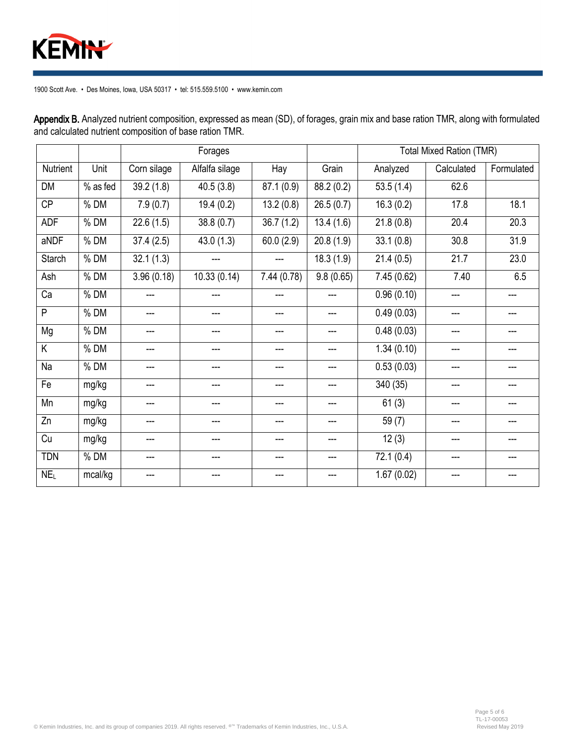1900 Scott Ave. • Des Moines, Iowa, USA 50317 • tel: 515.559.5100 • www.kemin.com

**Appendix B.** Analyzed nutrient composition, expressed as mean (SD), of forages, grain mix and base ration TMR, along with formulated and calculated nutrient composition of base ration TMR.

| | | Forages | | | | Total Mixed Ration (TMR) | | |
|---|---|---|---|---|---|---|---|---|
| Nutrient | Unit | Corn silage | Alfalfa silage | Hay | Grain | Analyzed | Calculated | Formulated |
| DM | % as fed | 39.2 (1.8) | 40.5 (3.8) | 87.1 (0.9) | 88.2 (0.2) | 53.5 (1.4) | 62.6 | |
| CP | % DM | 7.9 (0.7) | 19.4 (0.2) | 13.2 (0.8) | 26.5 (0.7) | 16.3 (0.2) | 17.8 | 18.1 |
| ADF | % DM | 22.6 (1.5) | 38.8 (0.7) | 36.7 (1.2) | 13.4 (1.6) | 21.8 (0.8) | 20.4 | 20.3 |
| aNDF | % DM | 37.4 (2.5) | 43.0 (1.3) | 60.0 (2.9) | 20.8 (1.9) | 33.1 (0.8) | 30.8 | 31.9 |
| Starch | % DM | 32.1 (1.3) | --- | --- | 18.3 (1.9) | 21.4 (0.5) | 21.7 | 23.0 |
| Ash | % DM | 3.96 (0.18) | 10.33 (0.14) | 7.44 (0.78) | 9.8 (0.65) | 7.45 (0.62) | 7.40 | 6.5 |
| Ca | % DM | --- | --- | --- | --- | 0.96 (0.10) | --- | --- |
| P | % DM | --- | --- | --- | --- | 0.49 (0.03) | --- | --- |
| Mg | % DM | --- | --- | --- | --- | 0.48 (0.03) | --- | --- |
| K | % DM | --- | --- | --- | --- | 1.34 (0.10) | --- | --- |
| Na | % DM | --- | --- | --- | --- | 0.53 (0.03) | --- | --- |
| Fe | mg/kg | --- | --- | --- | --- | 340 (35) | --- | --- |
| Mn | mg/kg | --- | --- | --- | --- | 61 (3) | --- | --- |
| Zn | mg/kg | --- | --- | --- | --- | 59 (7) | --- | --- |
| Cu | mg/kg | --- | --- | --- | --- | 12 (3) | --- | --- |
| TDN | % DM | --- | --- | --- | --- | 72.1 (0.4) | --- | --- |
| $NE_L$ | mcal/kg | --- | --- | --- | --- | 1.67 (0.02) | --- | --- |

© Kemin Industries, Inc. and its group of companies 2019. All rights reserved. ®™ Trademarks of Kemin Industries, Inc., U.S.A.

TL-17-00053
Revised May 2019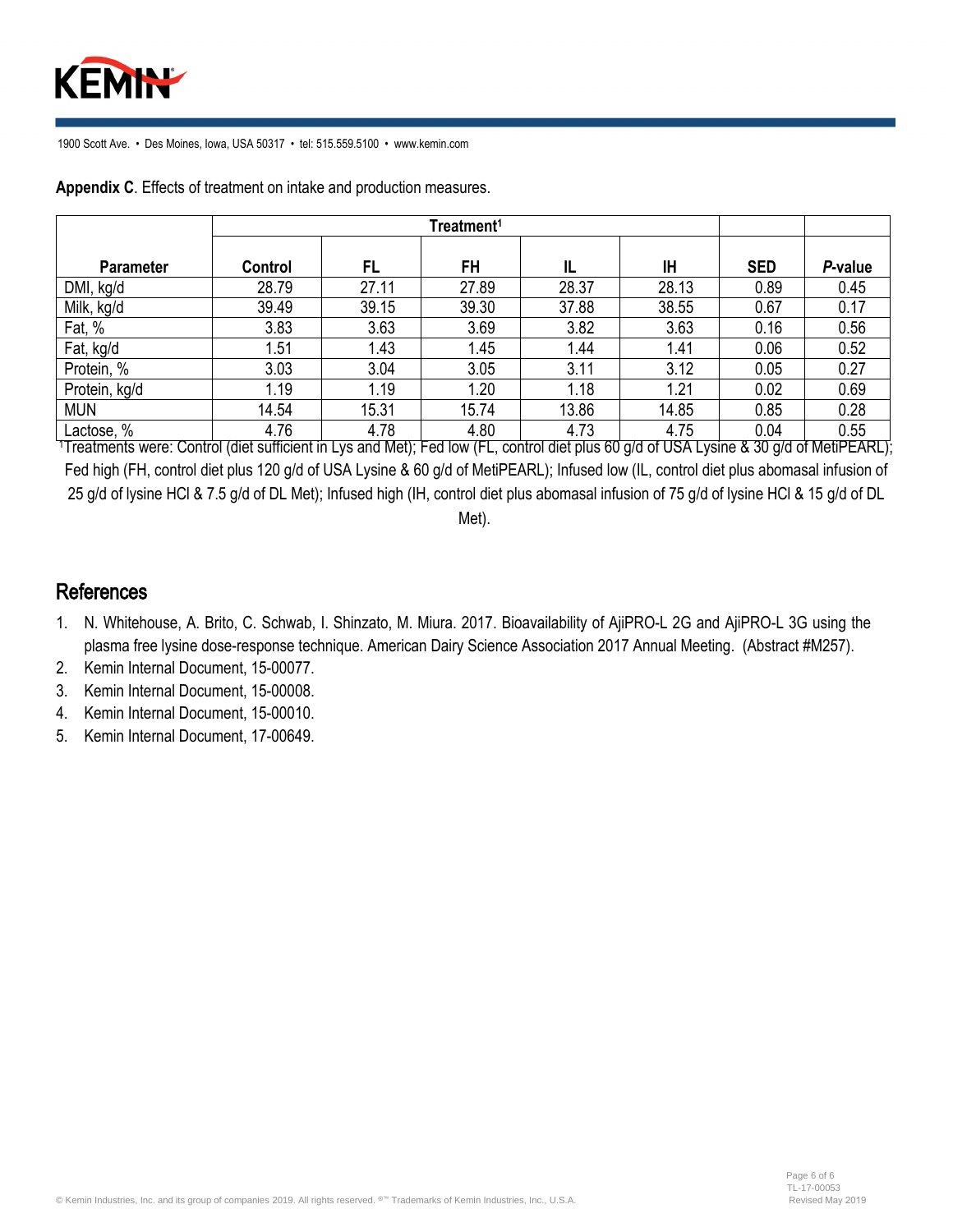**Appendix C**. Effects of treatment on intake and production measures.

| | Treatment[1] | | | | | | |
|---|---|---|---|---|---|---|---|
| **Parameter** | **Control** | **FL** | **FH** | **IL** | **IH** | **SED** | ***P*-value** |
| DMI, kg/d | 28.79 | 27.11 | 27.89 | 28.37 | 28.13 | 0.89 | 0.45 |
| Milk, kg/d | 39.49 | 39.15 | 39.30 | 37.88 | 38.55 | 0.67 | 0.17 |
| Fat, % | 3.83 | 3.63 | 3.69 | 3.82 | 3.63 | 0.16 | 0.56 |
| Fat, kg/d | 1.51 | 1.43 | 1.45 | 1.44 | 1.41 | 0.06 | 0.52 |
| Protein, % | 3.03 | 3.04 | 3.05 | 3.11 | 3.12 | 0.05 | 0.27 |
| Protein, kg/d | 1.19 | 1.19 | 1.20 | 1.18 | 1.21 | 0.02 | 0.69 |
| MUN | 14.54 | 15.31 | 15.74 | 13.86 | 14.85 | 0.85 | 0.28 |
| Lactose, % | 4.76 | 4.78 | 4.80 | 4.73 | 4.75 | 0.04 | 0.55 |

[1]Treatments were: Control (diet sufficient in Lys and Met); Fed low (FL, control diet plus 60 g/d of USA Lysine & 30 g/d of MetiPEARL); Fed high (FH, control diet plus 120 g/d of USA Lysine & 60 g/d of MetiPEARL); Infused low (IL, control diet plus abomasal infusion of 25 g/d of lysine HCl & 7.5 g/d of DL Met); Infused high (IH, control diet plus abomasal infusion of 75 g/d of lysine HCl & 15 g/d of DL Met).

## References

1. N. Whitehouse, A. Brito, C. Schwab, I. Shinzato, M. Miura. 2017. Bioavailability of AjiPRO-L 2G and AjiPRO-L 3G using the plasma free lysine dose-response technique. American Dairy Science Association 2017 Annual Meeting. (Abstract #M257).
2. Kemin Internal Document, 15-00077.
3. Kemin Internal Document, 15-00008.
4. Kemin Internal Document, 15-00010.
5. Kemin Internal Document, 17-00649.